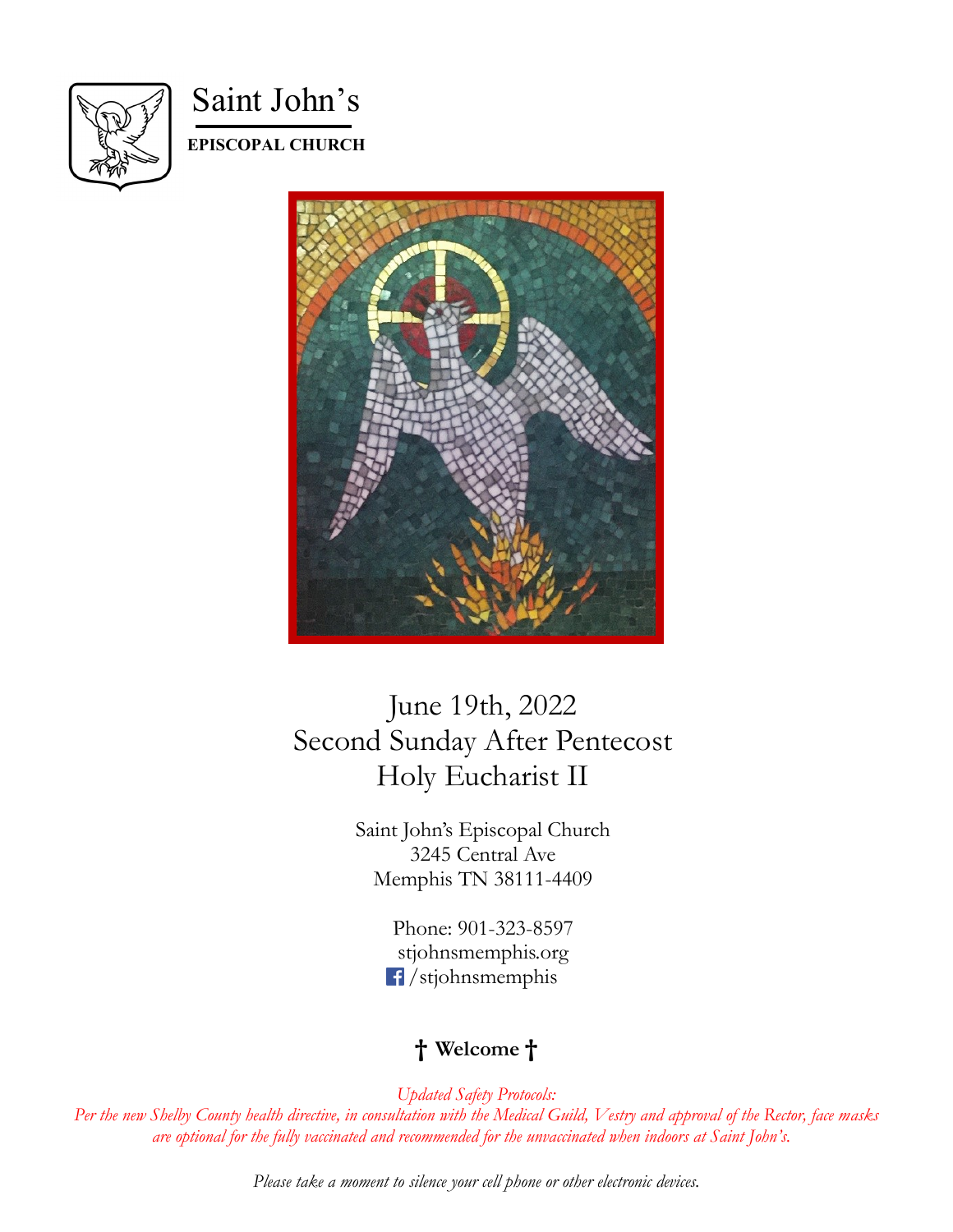# Saint John's

**EPISCOPAL CHURCH**

June 19th, 2022
Second Sunday After Pentecost
Holy Eucharist II

Saint John's Episcopal Church
3245 Central Ave
Memphis TN 38111-4409

Phone: 901-323-8597
stjohnsmemphis.org
/stjohnsmemphis

**† Welcome †**

*Updated Safety Protocols:*
*Per the new Shelby County health directive, in consultation with the Medical Guild, Vestry and approval of the Rector, face masks are optional for the fully vaccinated and recommended for the unvaccinated when indoors at Saint John's.*

*Please take a moment to silence your cell phone or other electronic devices.*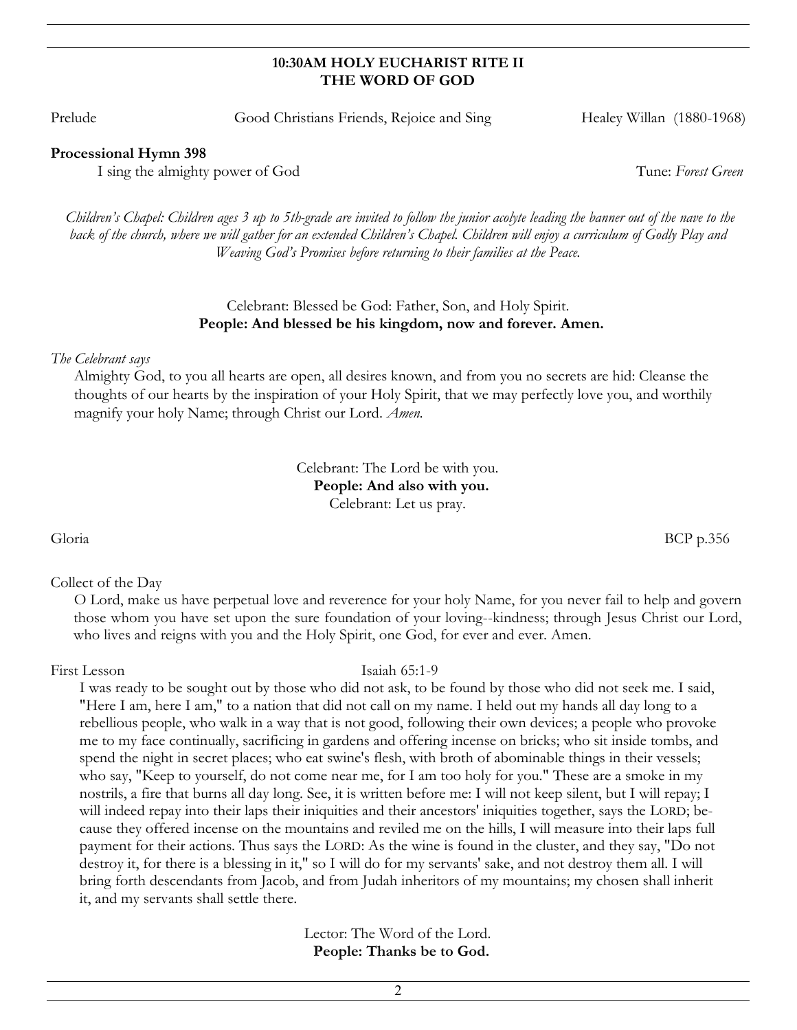## 10:30AM HOLY EUCHARIST RITE II
## THE WORD OF GOD

Prelude — Good Christians Friends, Rejoice and Sing — Healey Willan (1880-1968)

**Processional Hymn 398**

I sing the almighty power of God — Tune: *Forest Green*

*Children's Chapel: Children ages 3 up to 5th-grade are invited to follow the junior acolyte leading the banner out of the nave to the back of the church, where we will gather for an extended Children's Chapel. Children will enjoy a curriculum of Godly Play and Weaving God's Promises before returning to their families at the Peace.*

Celebrant: Blessed be God: Father, Son, and Holy Spirit.
**People: And blessed be his kingdom, now and forever. Amen.**

*The Celebrant says*

Almighty God, to you all hearts are open, all desires known, and from you no secrets are hid: Cleanse the thoughts of our hearts by the inspiration of your Holy Spirit, that we may perfectly love you, and worthily magnify your holy Name; through Christ our Lord. *Amen.*

Celebrant: The Lord be with you.
**People: And also with you.**
Celebrant: Let us pray.

Gloria — BCP p.356

Collect of the Day

O Lord, make us have perpetual love and reverence for your holy Name, for you never fail to help and govern those whom you have set upon the sure foundation of your loving--kindness; through Jesus Christ our Lord, who lives and reigns with you and the Holy Spirit, one God, for ever and ever. Amen.

First Lesson — Isaiah 65:1-9

I was ready to be sought out by those who did not ask, to be found by those who did not seek me. I said, "Here I am, here I am," to a nation that did not call on my name. I held out my hands all day long to a rebellious people, who walk in a way that is not good, following their own devices; a people who provoke me to my face continually, sacrificing in gardens and offering incense on bricks; who sit inside tombs, and spend the night in secret places; who eat swine's flesh, with broth of abominable things in their vessels; who say, "Keep to yourself, do not come near me, for I am too holy for you." These are a smoke in my nostrils, a fire that burns all day long. See, it is written before me: I will not keep silent, but I will repay; I will indeed repay into their laps their iniquities and their ancestors' iniquities together, says the LORD; because they offered incense on the mountains and reviled me on the hills, I will measure into their laps full payment for their actions. Thus says the LORD: As the wine is found in the cluster, and they say, "Do not destroy it, for there is a blessing in it," so I will do for my servants' sake, and not destroy them all. I will bring forth descendants from Jacob, and from Judah inheritors of my mountains; my chosen shall inherit it, and my servants shall settle there.

Lector: The Word of the Lord.
**People: Thanks be to God.**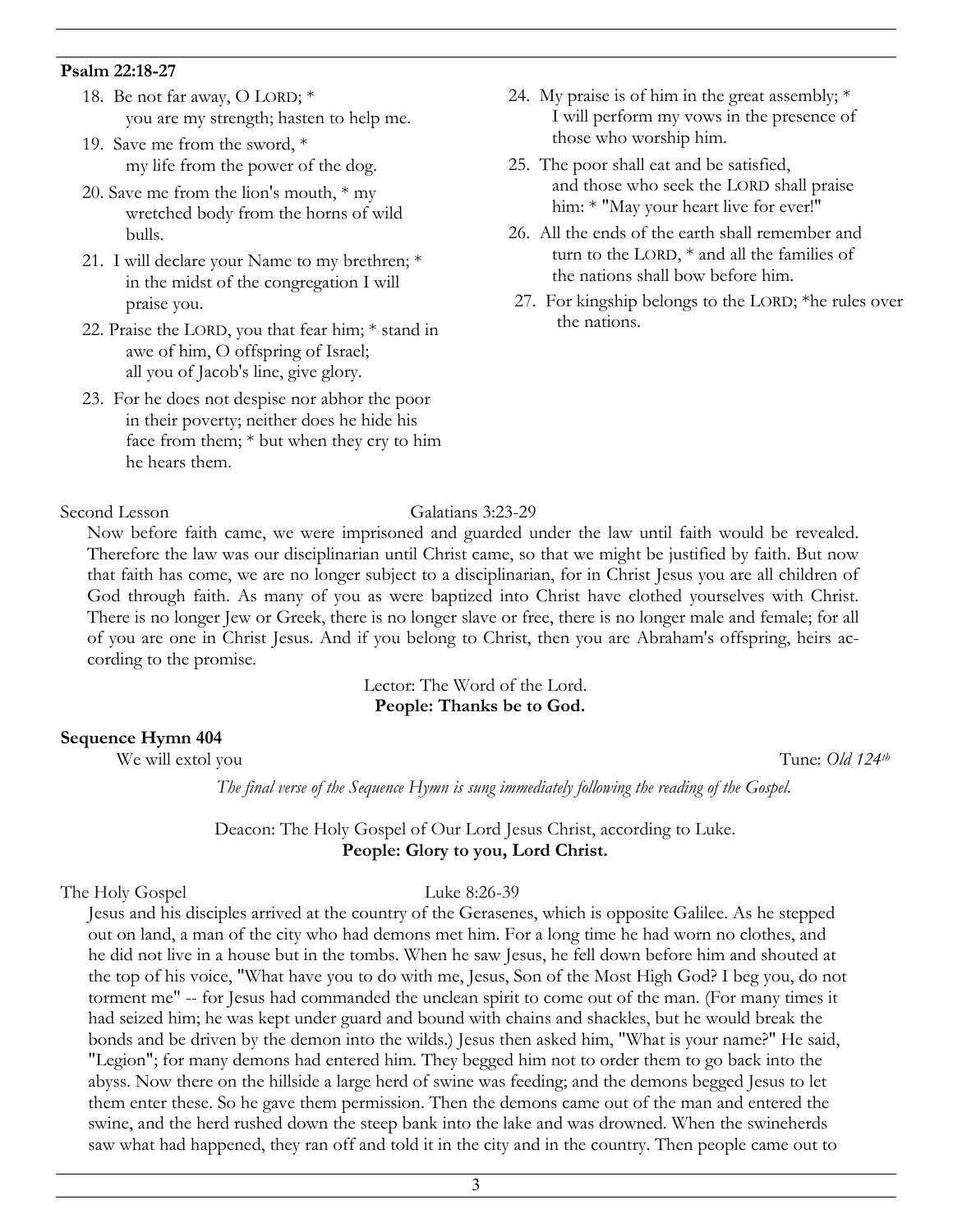**Psalm 22:18-27**

18. Be not far away, O LORD; *
    you are my strength; hasten to help me.
19. Save me from the sword, *
    my life from the power of the dog.
20. Save me from the lion's mouth, * my wretched body from the horns of wild bulls.
21. I will declare your Name to my brethren; *
    in the midst of the congregation I will praise you.
22. Praise the LORD, you that fear him; * stand in awe of him, O offspring of Israel;
    all you of Jacob's line, give glory.
23. For he does not despise nor abhor the poor in their poverty; neither does he hide his face from them; * but when they cry to him he hears them.
24. My praise is of him in the great assembly; *
    I will perform my vows in the presence of those who worship him.
25. The poor shall eat and be satisfied,
    and those who seek the LORD shall praise him: * "May your heart live for ever!"
26. All the ends of the earth shall remember and turn to the LORD, * and all the families of the nations shall bow before him.
27. For kingship belongs to the LORD; *he rules over the nations.

Second Lesson Galatians 3:23-29

Now before faith came, we were imprisoned and guarded under the law until faith would be revealed. Therefore the law was our disciplinarian until Christ came, so that we might be justified by faith. But now that faith has come, we are no longer subject to a disciplinarian, for in Christ Jesus you are all children of God through faith. As many of you as were baptized into Christ have clothed yourselves with Christ. There is no longer Jew or Greek, there is no longer slave or free, there is no longer male and female; for all of you are one in Christ Jesus. And if you belong to Christ, then you are Abraham's offspring, heirs according to the promise.

Lector: The Word of the Lord.
**People: Thanks be to God.**

**Sequence Hymn 404**

We will extol you Tune: *Old 124th*

*The final verse of the Sequence Hymn is sung immediately following the reading of the Gospel.*

Deacon: The Holy Gospel of Our Lord Jesus Christ, according to Luke.
**People: Glory to you, Lord Christ.**

The Holy Gospel Luke 8:26-39

Jesus and his disciples arrived at the country of the Gerasenes, which is opposite Galilee. As he stepped out on land, a man of the city who had demons met him. For a long time he had worn no clothes, and he did not live in a house but in the tombs. When he saw Jesus, he fell down before him and shouted at the top of his voice, "What have you to do with me, Jesus, Son of the Most High God? I beg you, do not torment me" -- for Jesus had commanded the unclean spirit to come out of the man. (For many times it had seized him; he was kept under guard and bound with chains and shackles, but he would break the bonds and be driven by the demon into the wilds.) Jesus then asked him, "What is your name?" He said, "Legion"; for many demons had entered him. They begged him not to order them to go back into the abyss. Now there on the hillside a large herd of swine was feeding; and the demons begged Jesus to let them enter these. So he gave them permission. Then the demons came out of the man and entered the swine, and the herd rushed down the steep bank into the lake and was drowned. When the swineherds saw what had happened, they ran off and told it in the city and in the country. Then people came out to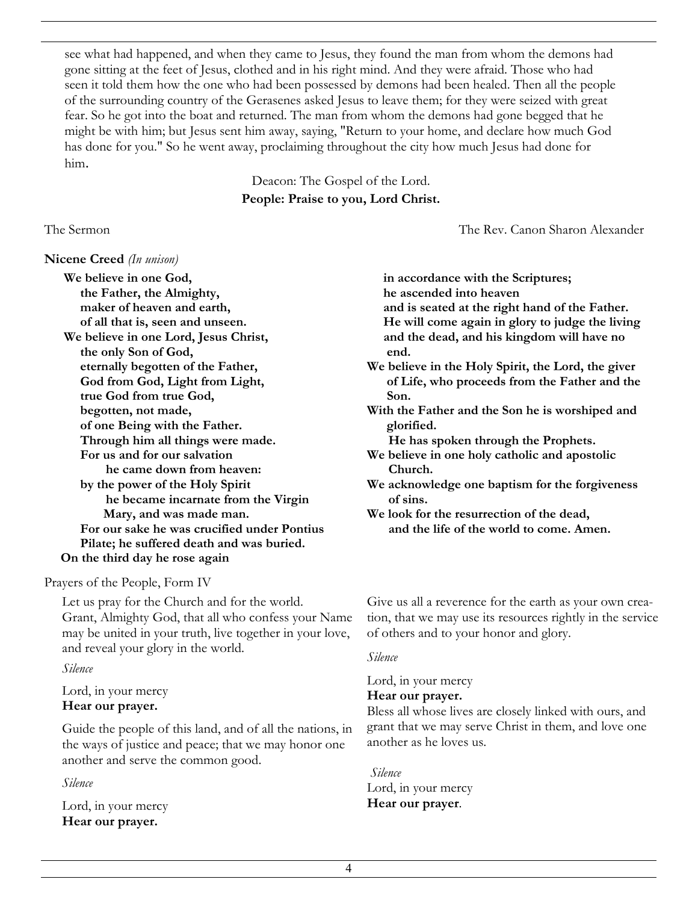see what had happened, and when they came to Jesus, they found the man from whom the demons had gone sitting at the feet of Jesus, clothed and in his right mind. And they were afraid. Those who had seen it told them how the one who had been possessed by demons had been healed. Then all the people of the surrounding country of the Gerasenes asked Jesus to leave them; for they were seized with great fear. So he got into the boat and returned. The man from whom the demons had gone begged that he might be with him; but Jesus sent him away, saying, "Return to your home, and declare how much God has done for you." So he went away, proclaiming throughout the city how much Jesus had done for him.

Deacon: The Gospel of the Lord.
**People: Praise to you, Lord Christ.**

The Sermon — The Rev. Canon Sharon Alexander

**Nicene Creed** *(In unison)*

**We believe in one God,**
**the Father, the Almighty,**
**maker of heaven and earth,**
**of all that is, seen and unseen.**
**We believe in one Lord, Jesus Christ,**
**the only Son of God,**
**eternally begotten of the Father,**
**God from God, Light from Light,**
**true God from true God,**
**begotten, not made,**
**of one Being with the Father.**
**Through him all things were made.**
**For us and for our salvation**
**he came down from heaven:**
**by the power of the Holy Spirit**
**he became incarnate from the Virgin Mary, and was made man.**
**For our sake he was crucified under Pontius Pilate; he suffered death and was buried.**
**On the third day he rose again**
**in accordance with the Scriptures;**
**he ascended into heaven**
**and is seated at the right hand of the Father.**
**He will come again in glory to judge the living and the dead, and his kingdom will have no end.**
**We believe in the Holy Spirit, the Lord, the giver of Life, who proceeds from the Father and the Son.**
**With the Father and the Son he is worshiped and glorified.**
**He has spoken through the Prophets.**
**We believe in one holy catholic and apostolic Church.**
**We acknowledge one baptism for the forgiveness of sins.**
**We look for the resurrection of the dead,**
**and the life of the world to come. Amen.**

Prayers of the People, Form IV

Let us pray for the Church and for the world.
Grant, Almighty God, that all who confess your Name may be united in your truth, live together in your love, and reveal your glory in the world.

*Silence*

Lord, in your mercy
**Hear our prayer.**

Guide the people of this land, and of all the nations, in the ways of justice and peace; that we may honor one another and serve the common good.

*Silence*

Lord, in your mercy
**Hear our prayer.**

Give us all a reverence for the earth as your own creation, that we may use its resources rightly in the service of others and to your honor and glory.

*Silence*

Lord, in your mercy
**Hear our prayer.**

Bless all whose lives are closely linked with ours, and grant that we may serve Christ in them, and love one another as he loves us.

*Silence*

Lord, in your mercy
**Hear our prayer**.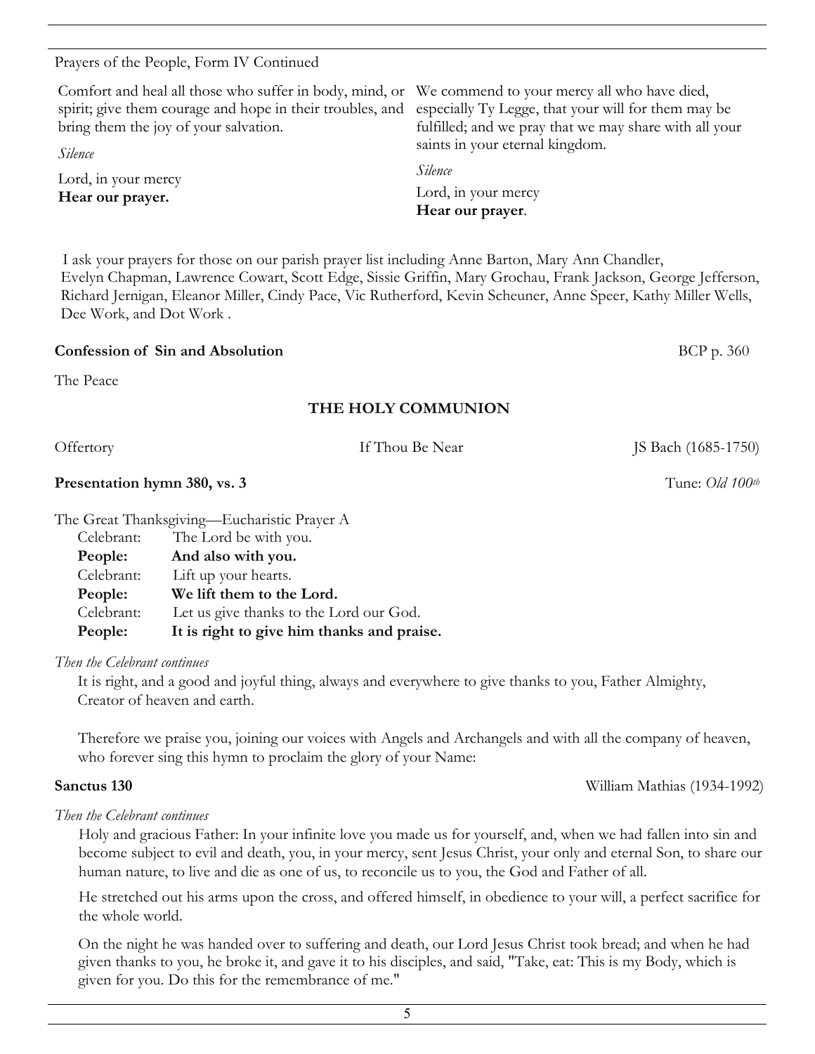Prayers of the People, Form IV Continued

Comfort and heal all those who suffer in body, mind, or spirit; give them courage and hope in their troubles, and bring them the joy of your salvation.

*Silence*

Lord, in your mercy
**Hear our prayer.**

We commend to your mercy all who have died, especially Ty Legge, that your will for them may be fulfilled; and we pray that we may share with all your saints in your eternal kingdom.

*Silence*

Lord, in your mercy
**Hear our prayer**.

I ask your prayers for those on our parish prayer list including Anne Barton, Mary Ann Chandler, Evelyn Chapman, Lawrence Cowart, Scott Edge, Sissie Griffin, Mary Grochau, Frank Jackson, George Jefferson, Richard Jernigan, Eleanor Miller, Cindy Pace, Vic Rutherford, Kevin Scheuner, Anne Speer, Kathy Miller Wells, Dee Work, and Dot Work .

**Confession of Sin and Absolution** BCP p. 360

The Peace

## THE HOLY COMMUNION

Offertory — If Thou Be Near — JS Bach (1685-1750)

**Presentation hymn 380, vs. 3** — Tune: *Old 100th*

The Great Thanksgiving—Eucharistic Prayer A

Celebrant: The Lord be with you.
**People: And also with you.**
Celebrant: Lift up your hearts.
**People: We lift them to the Lord.**
Celebrant: Let us give thanks to the Lord our God.
**People: It is right to give him thanks and praise.**

*Then the Celebrant continues*

It is right, and a good and joyful thing, always and everywhere to give thanks to you, Father Almighty, Creator of heaven and earth.

Therefore we praise you, joining our voices with Angels and Archangels and with all the company of heaven, who forever sing this hymn to proclaim the glory of your Name:

**Sanctus 130** — William Mathias (1934-1992)

*Then the Celebrant continues*

Holy and gracious Father: In your infinite love you made us for yourself, and, when we had fallen into sin and become subject to evil and death, you, in your mercy, sent Jesus Christ, your only and eternal Son, to share our human nature, to live and die as one of us, to reconcile us to you, the God and Father of all.

He stretched out his arms upon the cross, and offered himself, in obedience to your will, a perfect sacrifice for the whole world.

On the night he was handed over to suffering and death, our Lord Jesus Christ took bread; and when he had given thanks to you, he broke it, and gave it to his disciples, and said, "Take, eat: This is my Body, which is given for you. Do this for the remembrance of me."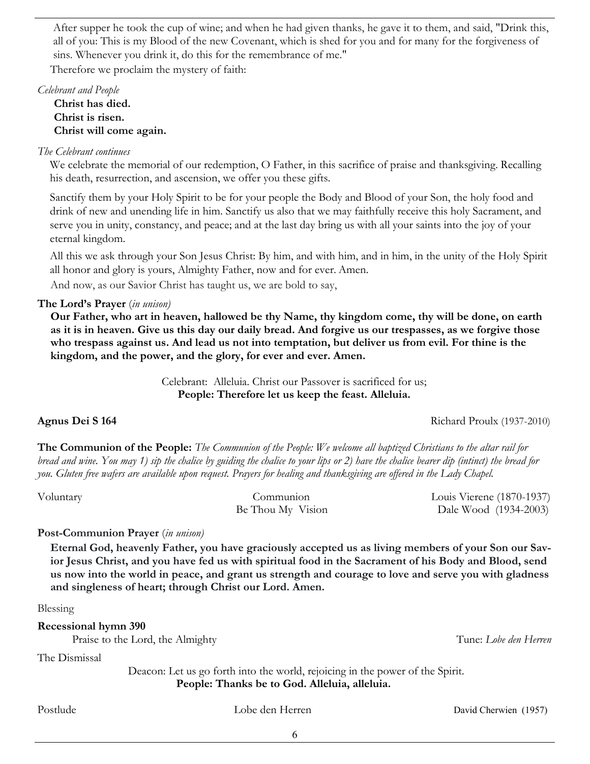After supper he took the cup of wine; and when he had given thanks, he gave it to them, and said, "Drink this, all of you: This is my Blood of the new Covenant, which is shed for you and for many for the forgiveness of sins. Whenever you drink it, do this for the remembrance of me."

Therefore we proclaim the mystery of faith:

*Celebrant and People*

**Christ has died.**
**Christ is risen.**
**Christ will come again.**

*The Celebrant continues*

We celebrate the memorial of our redemption, O Father, in this sacrifice of praise and thanksgiving. Recalling his death, resurrection, and ascension, we offer you these gifts.

Sanctify them by your Holy Spirit to be for your people the Body and Blood of your Son, the holy food and drink of new and unending life in him. Sanctify us also that we may faithfully receive this holy Sacrament, and serve you in unity, constancy, and peace; and at the last day bring us with all your saints into the joy of your eternal kingdom.

All this we ask through your Son Jesus Christ: By him, and with him, and in him, in the unity of the Holy Spirit all honor and glory is yours, Almighty Father, now and for ever. Amen.

And now, as our Savior Christ has taught us, we are bold to say,

**The Lord's Prayer** (*in unison*)

**Our Father, who art in heaven, hallowed be thy Name, thy kingdom come, thy will be done, on earth as it is in heaven. Give us this day our daily bread. And forgive us our trespasses, as we forgive those who trespass against us. And lead us not into temptation, but deliver us from evil. For thine is the kingdom, and the power, and the glory, for ever and ever. Amen.**

Celebrant: Alleluia. Christ our Passover is sacrificed for us;
**People: Therefore let us keep the feast. Alleluia.**

**Agnus Dei S 164** Richard Proulx (1937-2010)

**The Communion of the People:** *The Communion of the People: We welcome all baptized Christians to the altar rail for bread and wine. You may 1) sip the chalice by guiding the chalice to your lips or 2) have the chalice bearer dip (intinct) the bread for you. Gluten free wafers are available upon request. Prayers for healing and thanksgiving are offered in the Lady Chapel.*

Voluntary — Communion — Louis Vierene (1870-1937)
Be Thou My Vision — Dale Wood (1934-2003)

**Post-Communion Prayer** (*in unison*)

**Eternal God, heavenly Father, you have graciously accepted us as living members of your Son our Savior Jesus Christ, and you have fed us with spiritual food in the Sacrament of his Body and Blood, send us now into the world in peace, and grant us strength and courage to love and serve you with gladness and singleness of heart; through Christ our Lord. Amen.**

Blessing

**Recessional hymn 390**

Praise to the Lord, the Almighty — Tune: *Lobe den Herren*

The Dismissal

Deacon: Let us go forth into the world, rejoicing in the power of the Spirit.
**People: Thanks be to God. Alleluia, alleluia.**

Postlude — Lobe den Herren — David Cherwien (1957)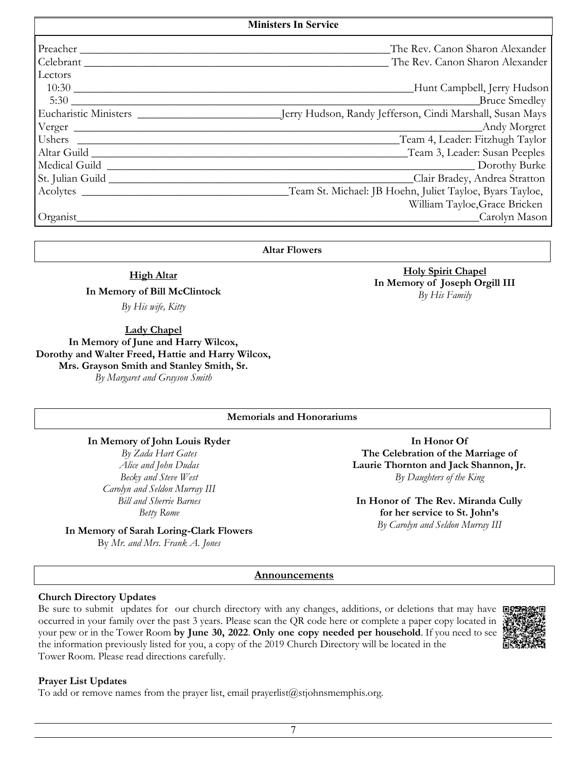## Ministers In Service

| Role | Name |
|---|---|
| Preacher | The Rev. Canon Sharon Alexander |
| Celebrant | The Rev. Canon Sharon Alexander |
| Lectors | |
| 10:30 | Hunt Campbell, Jerry Hudson |
| 5:30 | Bruce Smedley |
| Eucharistic Ministers | Jerry Hudson, Randy Jefferson, Cindi Marshall, Susan Mays |
| Verger | Andy Morgret |
| Ushers | Team 4, Leader: Fitzhugh Taylor |
| Altar Guild | Team 3, Leader: Susan Peeples |
| Medical Guild | Dorothy Burke |
| St. Julian Guild | Clair Bradey, Andrea Stratton |
| Acolytes | Team St. Michael: JB Hoehn, Juliet Tayloe, Byars Tayloe, William Tayloe, Grace Bricken |
| Organist | Carolyn Mason |

## Altar Flowers

**High Altar**

**In Memory of Bill McClintock**

*By His wife, Kitty*

**Lady Chapel**

**In Memory of June and Harry Wilcox, Dorothy and Walter Freed, Hattie and Harry Wilcox, Mrs. Grayson Smith and Stanley Smith, Sr.**

*By Margaret and Grayson Smith*

**Holy Spirit Chapel**

**In Memory of Joseph Orgill III**

*By His Family*

## Memorials and Honorariums

**In Memory of John Louis Ryder**

*By Zada Hart Gates*
*Alice and John Dudas*
*Becky and Steve West*
*Carolyn and Seldon Murray III*
*Bill and Sherrie Barnes*
*Betty Rome*

**In Memory of Sarah Loring-Clark Flowers**

By *Mr. and Mrs. Frank A. Jones*

**In Honor Of The Celebration of the Marriage of Laurie Thornton and Jack Shannon, Jr.**

*By Daughters of the King*

**In Honor of The Rev. Miranda Cully for her service to St. John's**

*By Carolyn and Seldon Murray III*

## Announcements

### Church Directory Updates

Be sure to submit updates for our church directory with any changes, additions, or deletions that may have occurred in your family over the past 3 years. Please scan the QR code here or complete a paper copy located in your pew or in the Tower Room **by June 30, 2022**. **Only one copy needed per household**. If you need to see the information previously listed for you, a copy of the 2019 Church Directory will be located in the Tower Room. Please read directions carefully.

### Prayer List Updates

To add or remove names from the prayer list, email prayerlist@stjohnsmemphis.org.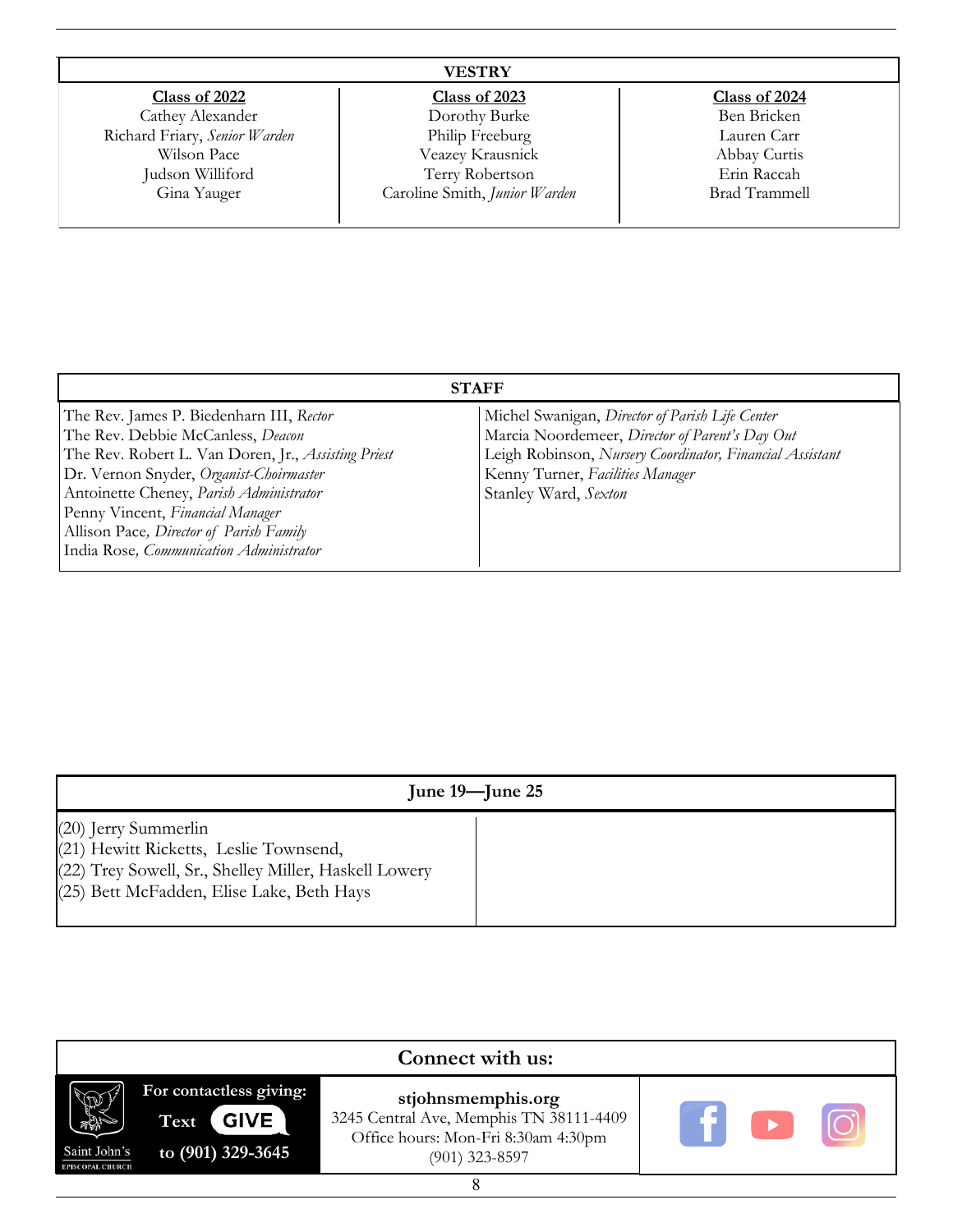## VESTRY

| Class of 2022 | Class of 2023 | Class of 2024 |
|---|---|---|
| Cathey Alexander | Dorothy Burke | Ben Bricken |
| Richard Friary, *Senior Warden* | Philip Freeburg | Lauren Carr |
| Wilson Pace | Veazey Krausnick | Abbay Curtis |
| Judson Williford | Terry Robertson | Erin Raccah |
| Gina Yauger | Caroline Smith, *Junior Warden* | Brad Trammell |

## STAFF

The Rev. James P. Biedenharn III, *Rector*
The Rev. Debbie McCanless, *Deacon*
The Rev. Robert L. Van Doren, Jr., *Assisting Priest*
Dr. Vernon Snyder, *Organist-Choirmaster*
Antoinette Cheney, *Parish Administrator*
Penny Vincent, *Financial Manager*
Allison Pace, *Director of Parish Family*
India Rose, *Communication Administrator*
Michel Swanigan, *Director of Parish Life Center*
Marcia Noordemeer, *Director of Parent's Day Out*
Leigh Robinson, *Nursery Coordinator, Financial Assistant*
Kenny Turner, *Facilities Manager*
Stanley Ward, *Sexton*

## June 19—June 25

(20) Jerry Summerlin
(21) Hewitt Ricketts, Leslie Townsend,
(22) Trey Sowell, Sr., Shelley Miller, Haskell Lowery
(25) Bett McFadden, Elise Lake, Beth Hays

## Connect with us:

Saint John's Episcopal Church

For contactless giving: Text GIVE to (901) 329-3645

**stjohnsmemphis.org**
3245 Central Ave, Memphis TN 38111-4409
Office hours: Mon-Fri 8:30am 4:30pm
(901) 323-8597